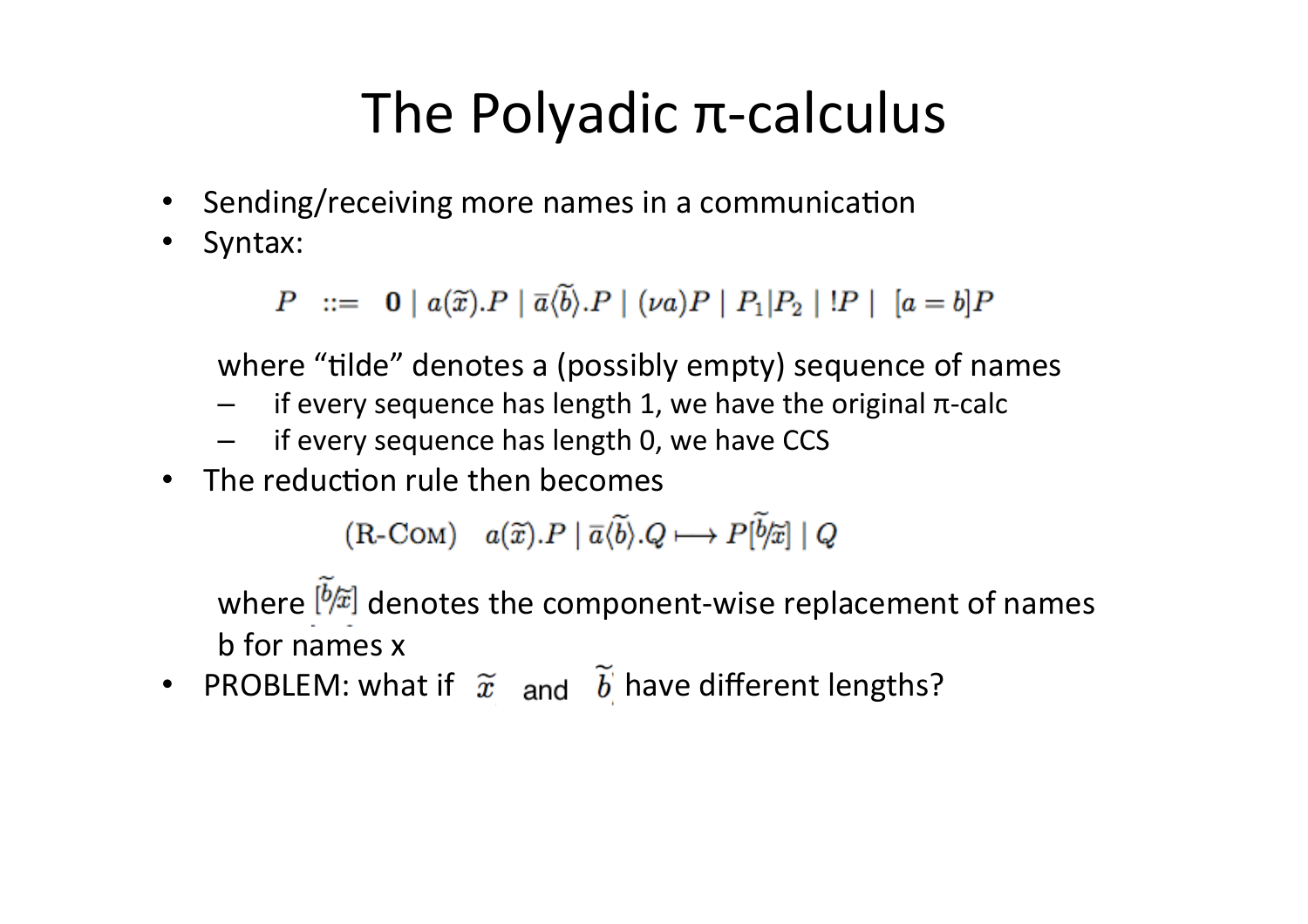# The Polyadic π-calculus

- Sending/receiving more names in a communication
- Syntax:

$$P \ ::= \ \mathbf{0} \mid a(\widetilde{x}).P \mid \overline{a}\langle\widetilde{b}\rangle.P \mid (\nu a)P \mid P_1|P_2 \mid !P \mid \ [a=b]P$$

  where "tilde" denotes a (possibly empty) sequence of names
  - if every sequence has length 1, we have the original π-calc
  - if every sequence has length 0, we have CCS
- The reduction rule then becomes

$$(\text{R-Com}) \quad a(\widetilde{x}).P \mid \overline{a}\langle\widetilde{b}\rangle.Q \longmapsto P[\widetilde{b}/\widetilde{x}] \mid Q$$

  where $[\widetilde{b}/\widetilde{x}]$ denotes the component-wise replacement of names b for names x
- PROBLEM: what if $\widetilde{x}$ and $\widetilde{b}$ have different lengths?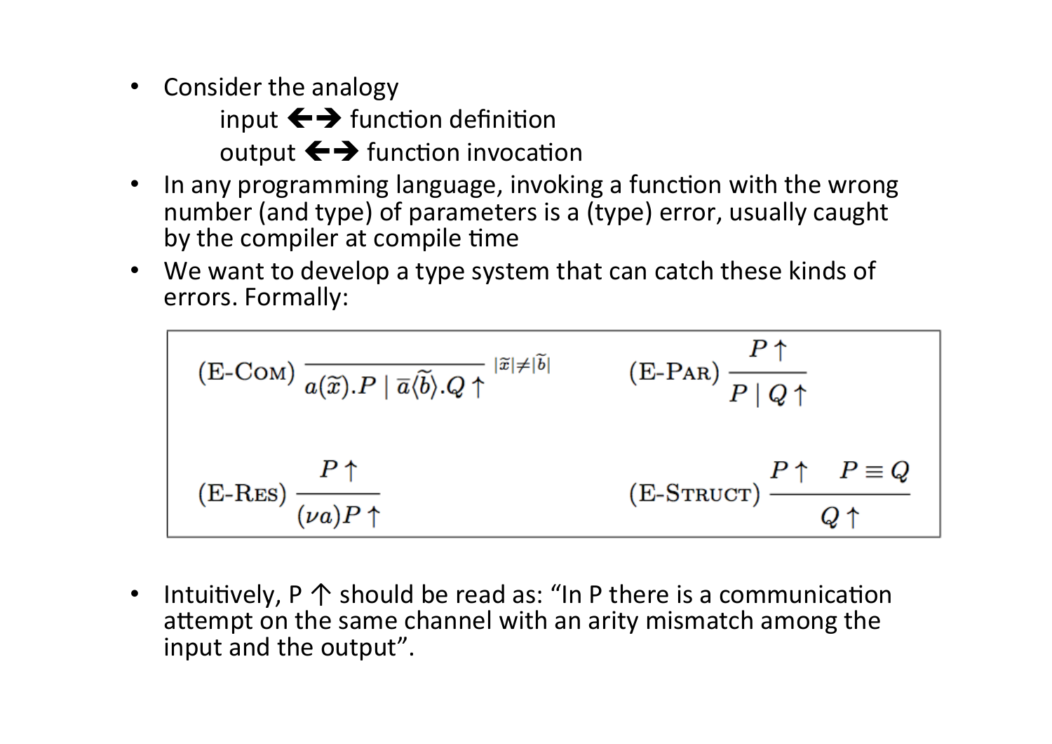- Consider the analogy

  input ⟷ function definition

  output ⟷ function invocation

- In any programming language, invoking a function with the wrong number (and type) of parameters is a (type) error, usually caught by the compiler at compile time
- We want to develop a type system that can catch these kinds of errors. Formally:

$$\text{(E-Com)}\ \frac{}{a(\widetilde{x}).P \mid \overline{a}\langle\widetilde{b}\rangle.Q \uparrow}\ {\scriptstyle |\widetilde{x}| \neq |\widetilde{b}|} \qquad \text{(E-Par)}\ \frac{P \uparrow}{P \mid Q \uparrow}$$

$$\text{(E-Res)}\ \frac{P \uparrow}{(\nu a)P \uparrow} \qquad \text{(E-Struct)}\ \frac{P \uparrow \quad P \equiv Q}{Q \uparrow}$$

- Intuitively, P ↑ should be read as: "In P there is a communication attempt on the same channel with an arity mismatch among the input and the output".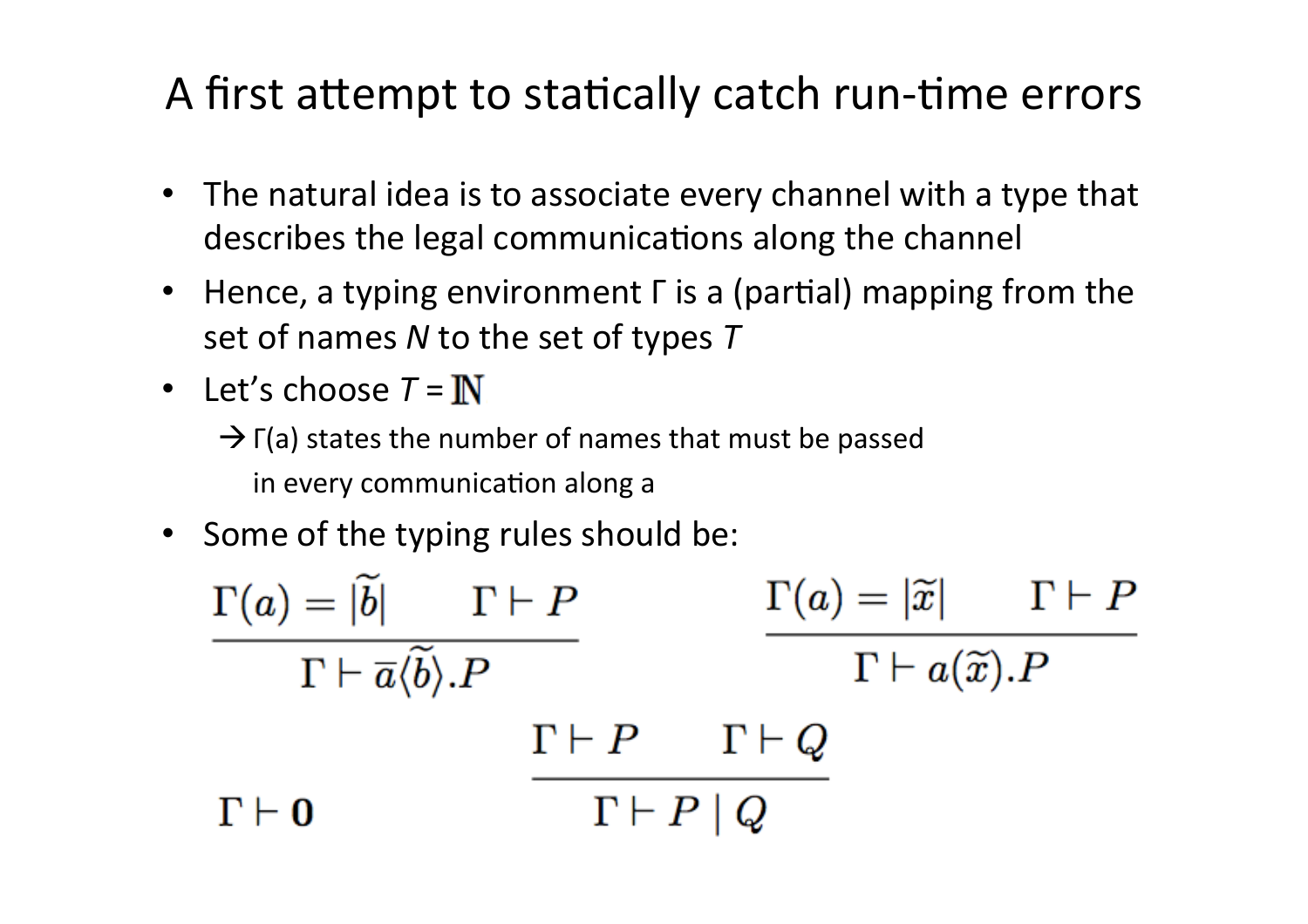# A first attempt to statically catch run-time errors

- The natural idea is to associate every channel with a type that describes the legal communications along the channel
- Hence, a typing environment Γ is a (partial) mapping from the set of names *N* to the set of types *T*
- Let's choose $T = \mathbb{N}$
  - → Γ(a) states the number of names that must be passed in every communication along a
- Some of the typing rules should be:

$$\frac{\Gamma(a) = |\widetilde{b}| \qquad \Gamma \vdash P}{\Gamma \vdash \overline{a}\langle \widetilde{b} \rangle . P} \qquad\qquad \frac{\Gamma(a) = |\widetilde{x}| \qquad \Gamma \vdash P}{\Gamma \vdash a(\widetilde{x}).P}$$

$$\Gamma \vdash \mathbf{0} \qquad\qquad \frac{\Gamma \vdash P \qquad \Gamma \vdash Q}{\Gamma \vdash P \mid Q}$$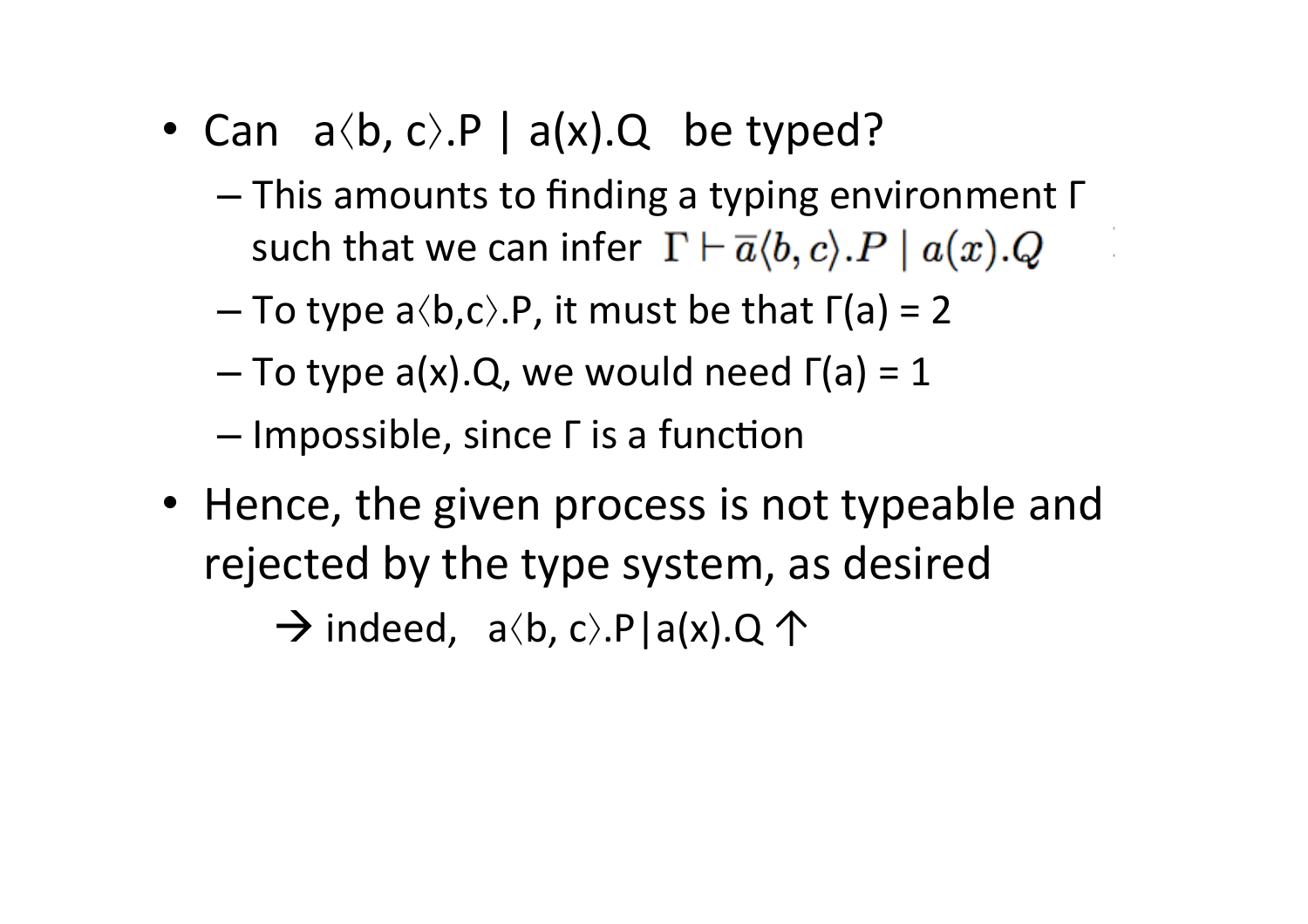- Can $a\langle b, c\rangle.P \mid a(x).Q$ be typed?
  - This amounts to finding a typing environment Γ such that we can infer $\Gamma \vdash \overline{a}\langle b, c\rangle.P \mid a(x).Q$
  - To type $a\langle b,c\rangle.P$, it must be that $\Gamma(a) = 2$
  - To type $a(x).Q$, we would need $\Gamma(a) = 1$
  - Impossible, since Γ is a function
- Hence, the given process is not typeable and rejected by the type system, as desired

  → indeed, $a\langle b, c\rangle.P|a(x).Q \uparrow$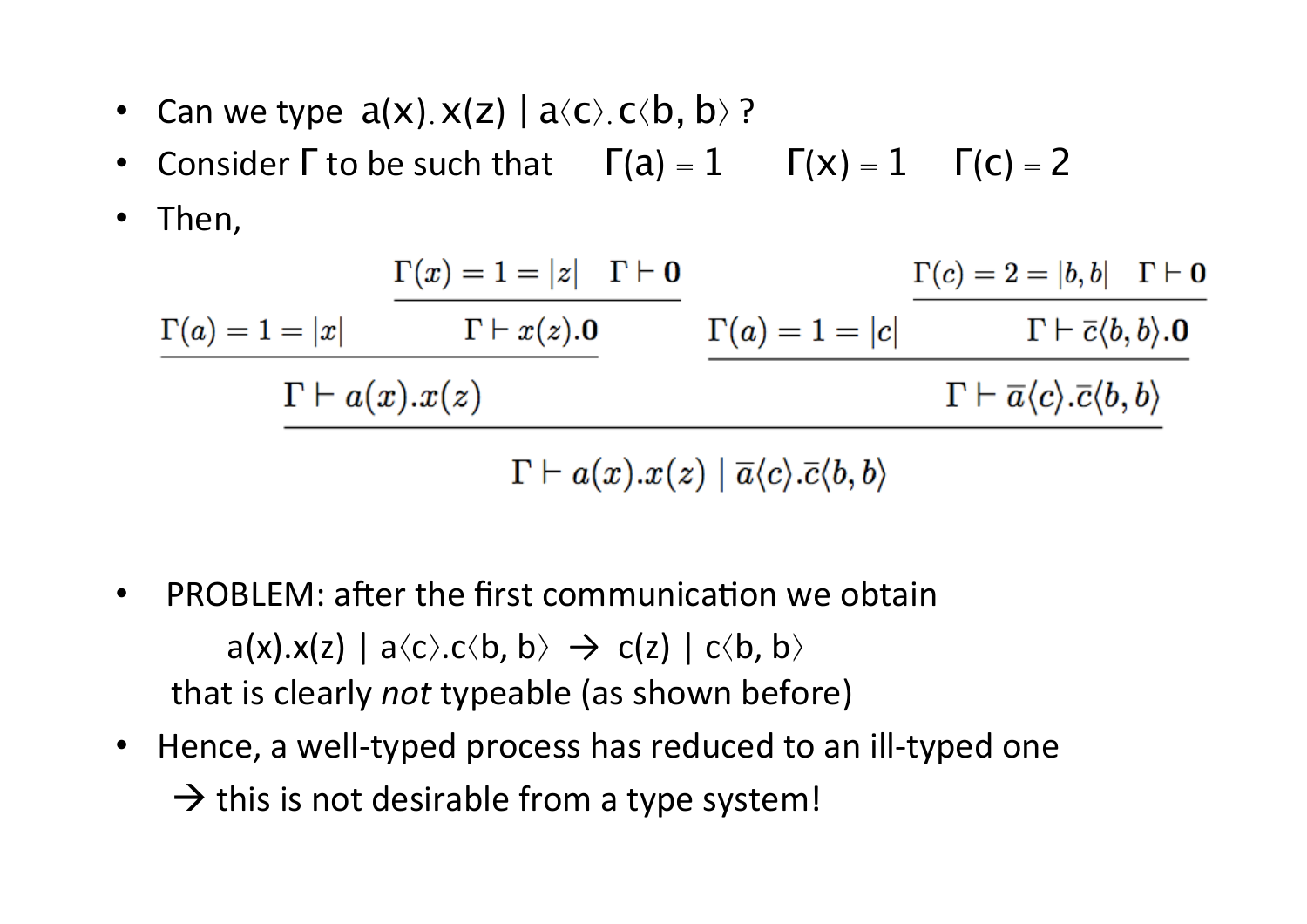- Can we type $a(x).x(z) \mid a\langle c\rangle.c\langle b, b\rangle$ ?
- Consider Γ to be such that $\Gamma(a) = 1 \quad \Gamma(x) = 1 \quad \Gamma(c) = 2$
- Then,

$$
\dfrac{
\dfrac{\Gamma(a) = 1 = |x| \qquad \dfrac{\Gamma(x) = 1 = |z| \quad \Gamma \vdash \mathbf{0}}{\Gamma \vdash x(z).\mathbf{0}}}{\Gamma \vdash a(x).x(z)}
\qquad
\dfrac{\Gamma(a) = 1 = |c| \qquad \dfrac{\Gamma(c) = 2 = |b, b| \quad \Gamma \vdash \mathbf{0}}{\Gamma \vdash \bar{c}\langle b, b\rangle.\mathbf{0}}}{\Gamma \vdash \bar{a}\langle c\rangle.\bar{c}\langle b, b\rangle}
}{\Gamma \vdash a(x).x(z) \mid \bar{a}\langle c\rangle.\bar{c}\langle b, b\rangle}
$$

- PROBLEM: after the first communication we obtain

  $a(x).x(z) \mid a\langle c\rangle.c\langle b, b\rangle \rightarrow c(z) \mid c\langle b, b\rangle$

  that is clearly *not* typeable (as shown before)
- Hence, a well-typed process has reduced to an ill-typed one

  → this is not desirable from a type system!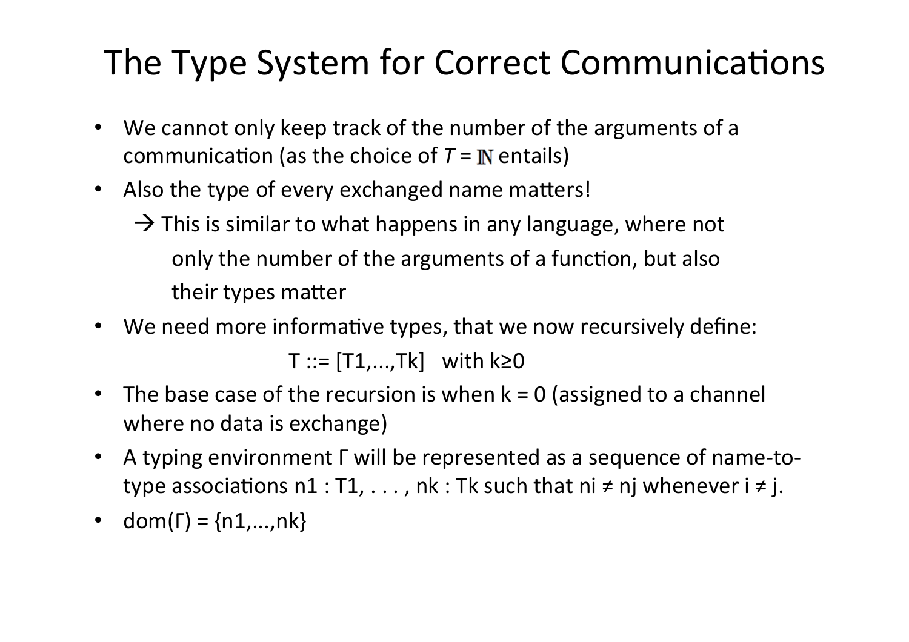# The Type System for Correct Communications

- We cannot only keep track of the number of the arguments of a communication (as the choice of $T = \mathbb{N}$ entails)
- Also the type of every exchanged name matters!
  - → This is similar to what happens in any language, where not only the number of the arguments of a function, but also their types matter
- We need more informative types, that we now recursively define:

$$T ::= [T_1, \ldots, T_k] \quad \text{with } k \geq 0$$

- The base case of the recursion is when k = 0 (assigned to a channel where no data is exchange)
- A typing environment Γ will be represented as a sequence of name-to-type associations $n_1 : T_1, \ldots, n_k : T_k$ such that $n_i \neq n_j$ whenever $i \neq j$.
- $\mathrm{dom}(\Gamma) = \{n_1, \ldots, n_k\}$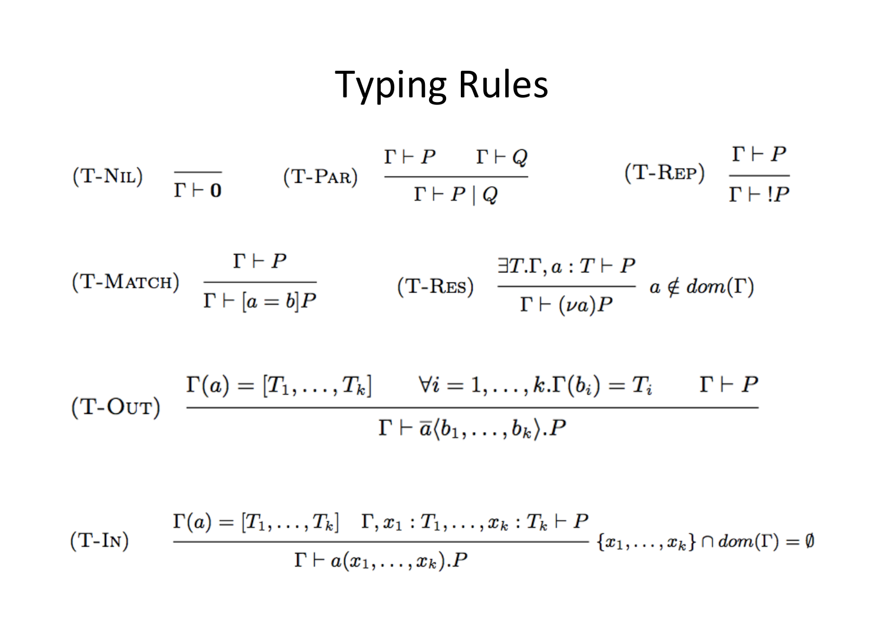# Typing Rules

(T-Nil) $$\frac{}{\Gamma \vdash \mathbf{0}}$$

(T-Par) $$\frac{\Gamma \vdash P \qquad \Gamma \vdash Q}{\Gamma \vdash P \mid Q}$$

(T-Rep) $$\frac{\Gamma \vdash P}{\Gamma \vdash !P}$$

(T-Match) $$\frac{\Gamma \vdash P}{\Gamma \vdash [a = b]P}$$

(T-Res) $$\frac{\exists T. \Gamma, a : T \vdash P}{\Gamma \vdash (\nu a)P} \quad a \notin dom(\Gamma)$$

(T-Out) $$\frac{\Gamma(a) = [T_1, \ldots, T_k] \qquad \forall i = 1, \ldots, k. \Gamma(b_i) = T_i \qquad \Gamma \vdash P}{\Gamma \vdash \overline{a}\langle b_1, \ldots, b_k \rangle.P}$$

(T-In) $$\frac{\Gamma(a) = [T_1, \ldots, T_k] \quad \Gamma, x_1 : T_1, \ldots, x_k : T_k \vdash P}{\Gamma \vdash a(x_1, \ldots, x_k).P} \quad \{x_1, \ldots, x_k\} \cap dom(\Gamma) = \emptyset$$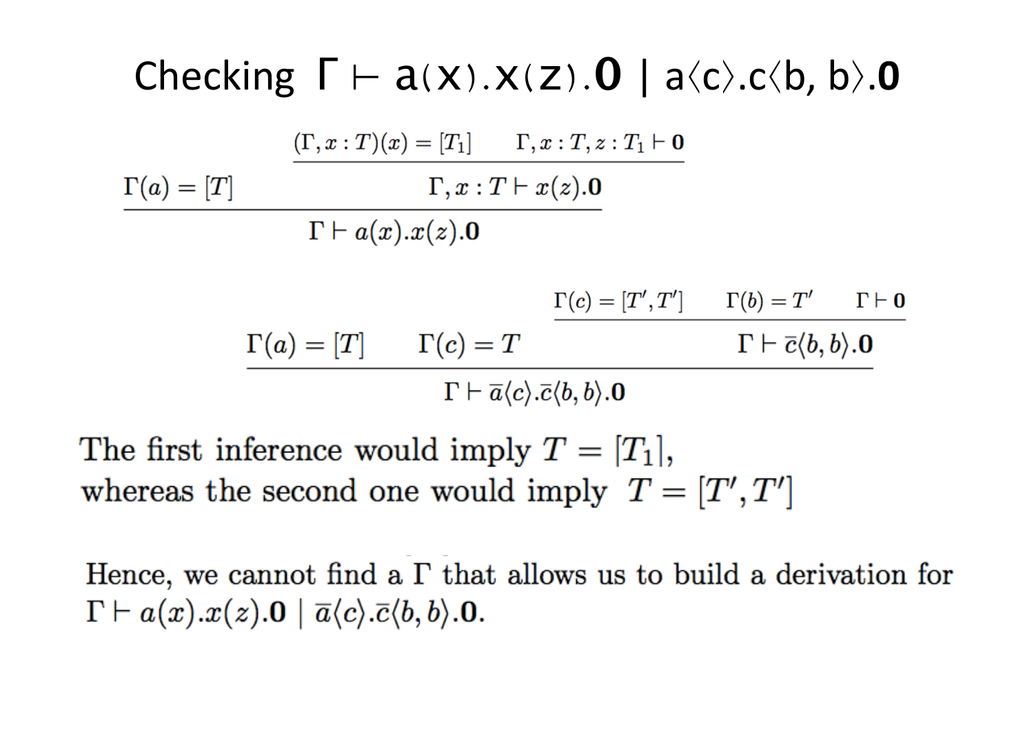# Checking $\Gamma \vdash a(x).x(z).\mathbf{0} \mid a\langle c\rangle.c\langle b, b\rangle.\mathbf{0}$

$$\dfrac{\Gamma(a) = [T] \qquad \dfrac{(\Gamma, x:T)(x) = [T_1] \qquad \Gamma, x:T, z:T_1 \vdash \mathbf{0}}{\Gamma, x:T \vdash x(z).\mathbf{0}}}{\Gamma \vdash a(x).x(z).\mathbf{0}}$$

$$\dfrac{\Gamma(a) = [T] \qquad \Gamma(c) = T \qquad \dfrac{\Gamma(c) = [T', T'] \qquad \Gamma(b) = T' \qquad \Gamma \vdash \mathbf{0}}{\Gamma \vdash \overline{c}\langle b, b\rangle.\mathbf{0}}}{\Gamma \vdash \overline{a}\langle c\rangle.\overline{c}\langle b, b\rangle.\mathbf{0}}$$

The first inference would imply $T = [T_1]$,
whereas the second one would imply $T = [T', T']$

Hence, we cannot find a $\Gamma$ that allows us to build a derivation for $\Gamma \vdash a(x).x(z).\mathbf{0} \mid \overline{a}\langle c\rangle.\overline{c}\langle b, b\rangle.\mathbf{0}$.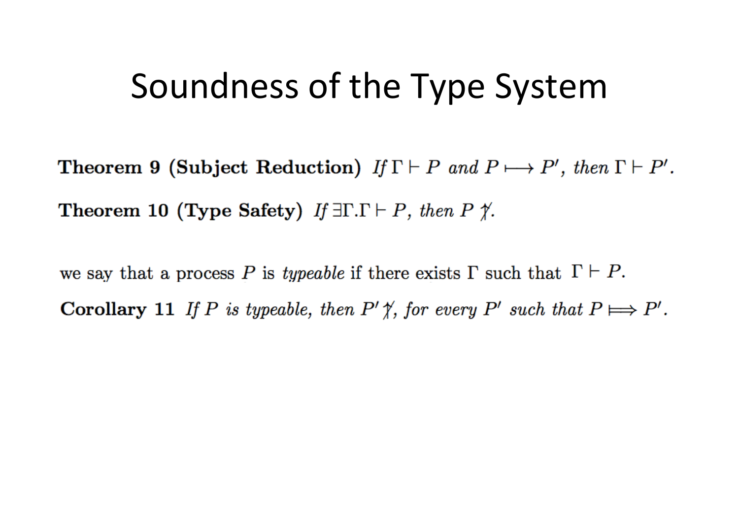# Soundness of the Type System

**Theorem 9 (Subject Reduction)** *If* $\Gamma \vdash P$ *and* $P \longmapsto P'$*, then* $\Gamma \vdash P'$.

**Theorem 10 (Type Safety)** *If* $\exists\Gamma.\Gamma \vdash P$*, then* $P \not\checkmark$.

we say that a process $P$ is *typeable* if there exists $\Gamma$ such that $\Gamma \vdash P$.

**Corollary 11** *If* $P$ *is typeable, then* $P' \not\checkmark$*, for every* $P'$ *such that* $P \Longmapsto P'$.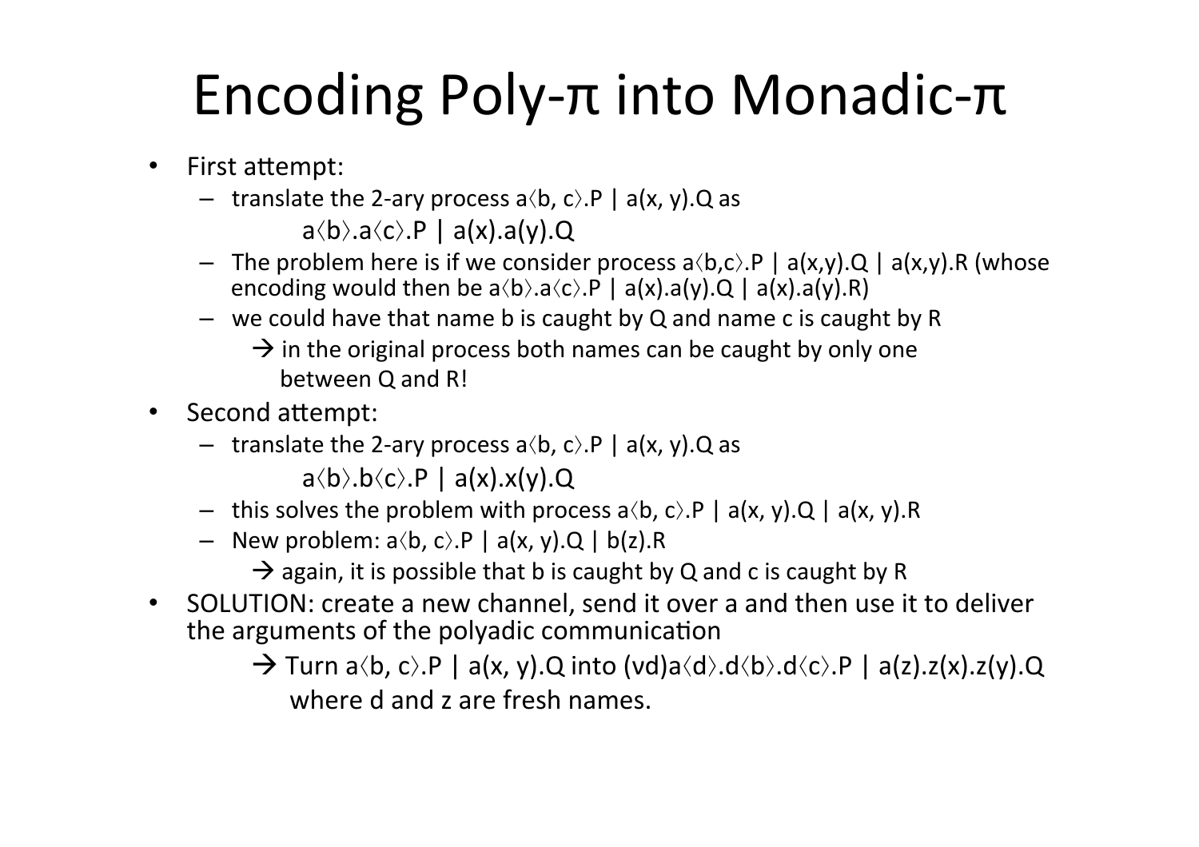# Encoding Poly-π into Monadic-π

- First attempt:
  - translate the 2-ary process $a\langle b, c\rangle.P \mid a(x, y).Q$ as

    $$a\langle b\rangle.a\langle c\rangle.P \mid a(x).a(y).Q$$

  - The problem here is if we consider process $a\langle b,c\rangle.P \mid a(x,y).Q \mid a(x,y).R$ (whose encoding would then be $a\langle b\rangle.a\langle c\rangle.P \mid a(x).a(y).Q \mid a(x).a(y).R$)
  - we could have that name b is caught by Q and name c is caught by R
    - → in the original process both names can be caught by only one between Q and R!
- Second attempt:
  - translate the 2-ary process $a\langle b, c\rangle.P \mid a(x, y).Q$ as

    $$a\langle b\rangle.b\langle c\rangle.P \mid a(x).x(y).Q$$

  - this solves the problem with process $a\langle b, c\rangle.P \mid a(x, y).Q \mid a(x, y).R$
  - New problem: $a\langle b, c\rangle.P \mid a(x, y).Q \mid b(z).R$
    - → again, it is possible that b is caught by Q and c is caught by R
- SOLUTION: create a new channel, send it over a and then use it to deliver the arguments of the polyadic communication
  - → Turn $a\langle b, c\rangle.P \mid a(x, y).Q$ into $(\nu d)a\langle d\rangle.d\langle b\rangle.d\langle c\rangle.P \mid a(z).z(x).z(y).Q$ where d and z are fresh names.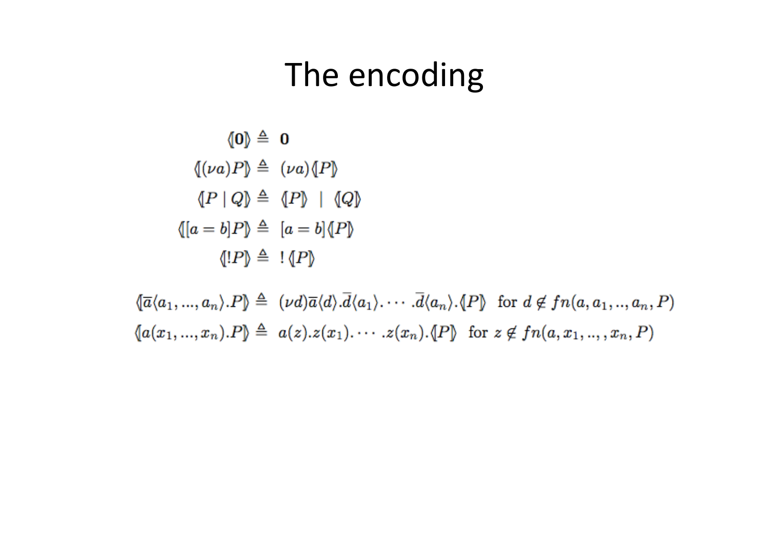# The encoding

$$\langle\!|\mathbf{0}|\!\rangle \triangleq \mathbf{0}$$

$$\langle\!|(\nu a)P|\!\rangle \triangleq (\nu a)\langle\!|P|\!\rangle$$

$$\langle\!|P \mid Q|\!\rangle \triangleq \langle\!|P|\!\rangle \mid \langle\!|Q|\!\rangle$$

$$\langle\!|[a = b]P|\!\rangle \triangleq [a = b]\langle\!|P|\!\rangle$$

$$\langle\!|!P|\!\rangle \triangleq !\,\langle\!|P|\!\rangle$$

$$\langle\!|\overline{a}\langle a_1, ..., a_n\rangle.P|\!\rangle \triangleq (\nu d)\overline{a}\langle d\rangle.\overline{d}\langle a_1\rangle.\cdots.\overline{d}\langle a_n\rangle.\langle\!|P|\!\rangle \quad \text{for } d \notin fn(a, a_1, .., a_n, P)$$

$$\langle\!|a(x_1, ..., x_n).P|\!\rangle \triangleq a(z).z(x_1).\cdots.z(x_n).\langle\!|P|\!\rangle \quad \text{for } z \notin fn(a, x_1, .., , x_n, P)$$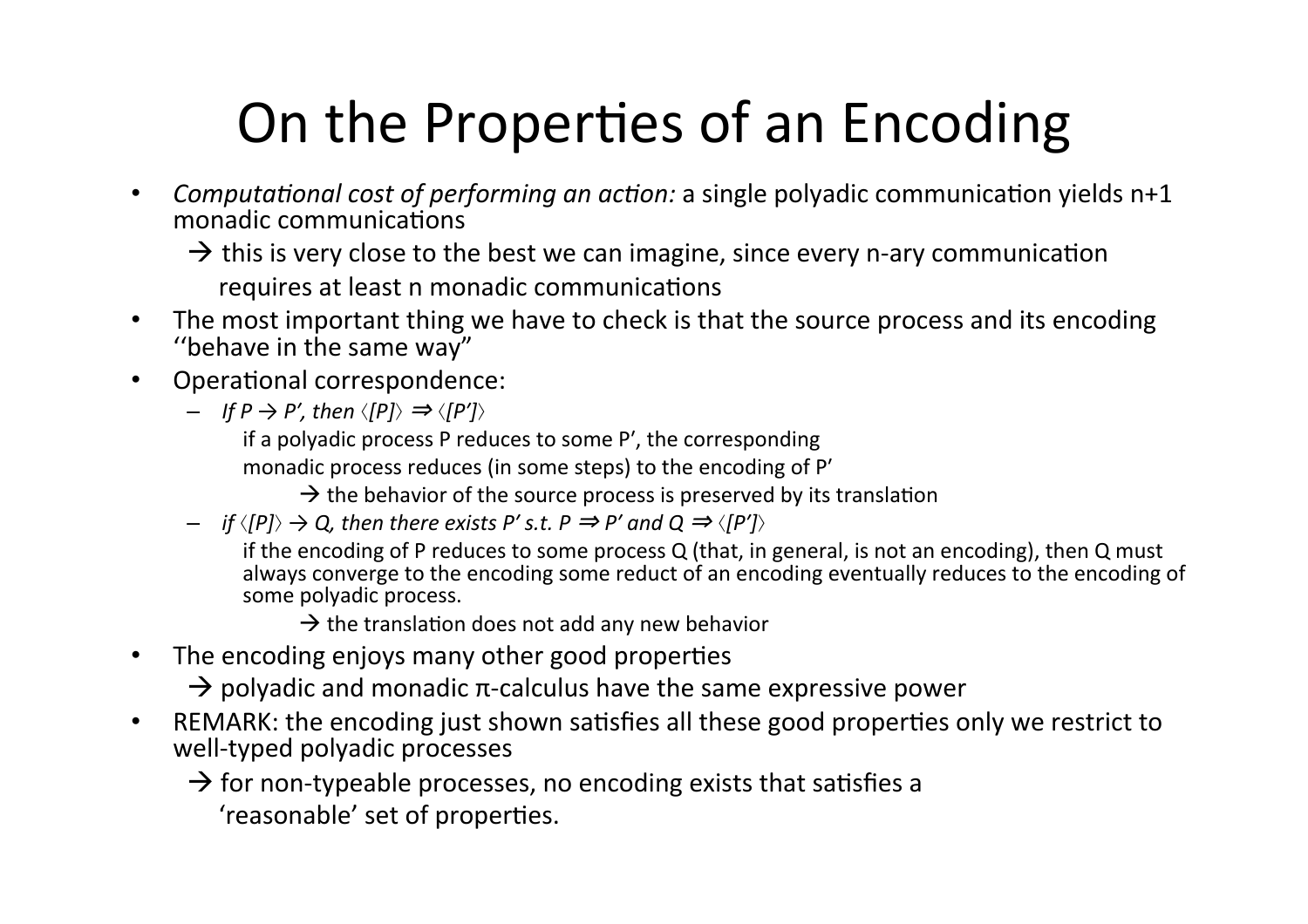# On the Properties of an Encoding

- *Computational cost of performing an action:* a single polyadic communication yields n+1 monadic communications
  - → this is very close to the best we can imagine, since every n-ary communication requires at least n monadic communications
- The most important thing we have to check is that the source process and its encoding ''behave in the same way"
- Operational correspondence:
  - *If $P \rightarrow P'$, then $\langle [P] \rangle \Rightarrow \langle [P'] \rangle$*

    if a polyadic process P reduces to some P', the corresponding monadic process reduces (in some steps) to the encoding of P'

    → the behavior of the source process is preserved by its translation
  - *if $\langle [P] \rangle \rightarrow Q$, then there exists P' s.t. $P \Rightarrow P'$ and $Q \Rightarrow \langle [P'] \rangle$*

    if the encoding of P reduces to some process Q (that, in general, is not an encoding), then Q must always converge to the encoding some reduct of an encoding eventually reduces to the encoding of some polyadic process.

    → the translation does not add any new behavior
- The encoding enjoys many other good properties
  - → polyadic and monadic π-calculus have the same expressive power
- REMARK: the encoding just shown satisfies all these good properties only we restrict to well-typed polyadic processes
  - → for non-typeable processes, no encoding exists that satisfies a 'reasonable' set of properties.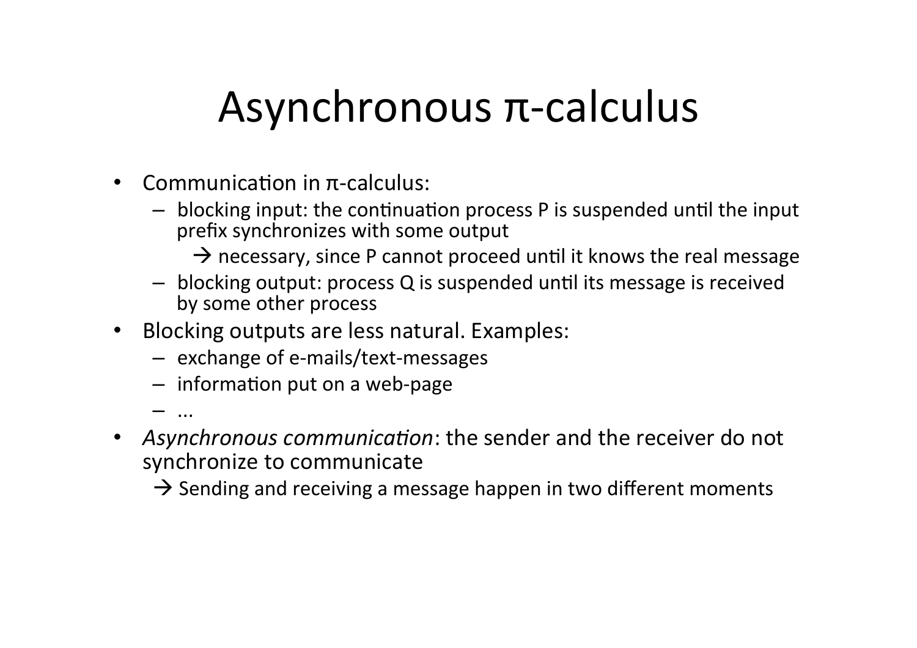# Asynchronous π-calculus

- Communication in π-calculus:
  - blocking input: the continuation process P is suspended until the input prefix synchronizes with some output
    - → necessary, since P cannot proceed until it knows the real message
  - blocking output: process Q is suspended until its message is received by some other process
- Blocking outputs are less natural. Examples:
  - exchange of e-mails/text-messages
  - information put on a web-page
  - ...
- *Asynchronous communication*: the sender and the receiver do not synchronize to communicate
  - → Sending and receiving a message happen in two different moments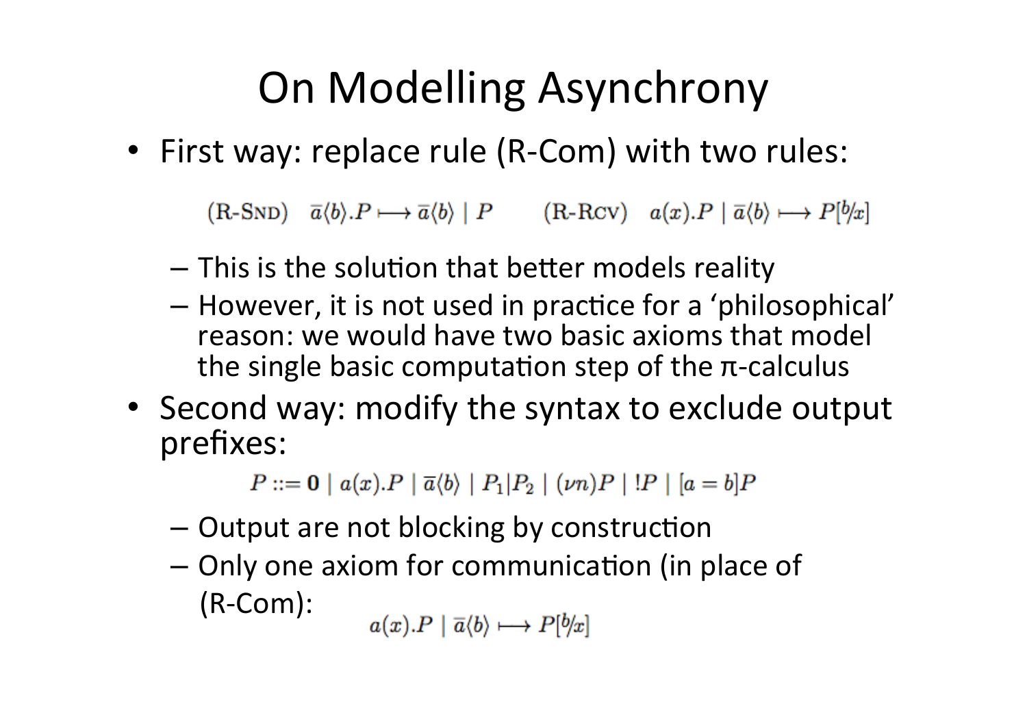# On Modelling Asynchrony

- First way: replace rule (R-Com) with two rules:

$$\text{(R-SND)} \quad \overline{a}\langle b \rangle.P \longmapsto \overline{a}\langle b \rangle \mid P \qquad \text{(R-RCV)} \quad a(x).P \mid \overline{a}\langle b \rangle \longmapsto P[^b\!/\!_x]$$

  - This is the solution that better models reality
  - However, it is not used in practice for a 'philosophical' reason: we would have two basic axioms that model the single basic computation step of the π-calculus
- Second way: modify the syntax to exclude output prefixes:

$$P ::= \mathbf{0} \mid a(x).P \mid \overline{a}\langle b \rangle \mid P_1|P_2 \mid (\nu n)P \mid !P \mid [a = b]P$$

  - Output are not blocking by construction
  - Only one axiom for communication (in place of (R-Com):

$$a(x).P \mid \overline{a}\langle b \rangle \longmapsto P[^b\!/\!_x]$$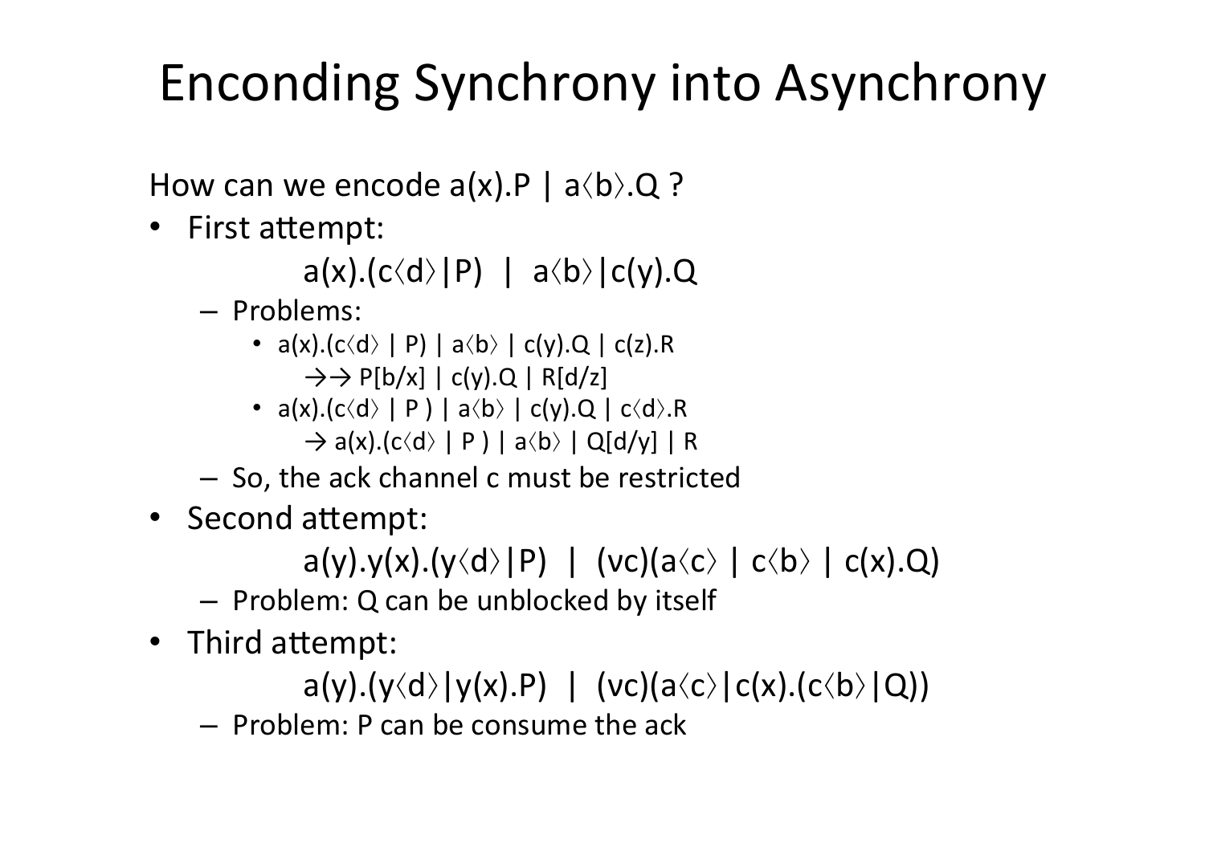# Enconding Synchrony into Asynchrony

How can we encode $a(x).P \mid a\langle b\rangle.Q$ ?

- First attempt:

  $$a(x).(c\langle d\rangle | P) \ \ | \ \ a\langle b\rangle | c(y).Q$$

  - Problems:
    - $a(x).(c\langle d\rangle \mid P) \mid a\langle b\rangle \mid c(y).Q \mid c(z).R$
      $\rightarrow\rightarrow P[b/x] \mid c(y).Q \mid R[d/z]$
    - $a(x).(c\langle d\rangle \mid P\,) \mid a\langle b\rangle \mid c(y).Q \mid c\langle d\rangle.R$
      $\rightarrow a(x).(c\langle d\rangle \mid P\,) \mid a\langle b\rangle \mid Q[d/y] \mid R$
  - So, the ack channel c must be restricted
- Second attempt:

  $$a(y).y(x).(y\langle d\rangle | P) \ \ | \ \ (\nu c)(a\langle c\rangle \mid c\langle b\rangle \mid c(x).Q)$$

  - Problem: Q can be unblocked by itself
- Third attempt:

  $$a(y).(y\langle d\rangle | y(x).P) \ \ | \ \ (\nu c)(a\langle c\rangle | c(x).(c\langle b\rangle | Q))$$

  - Problem: P can be consume the ack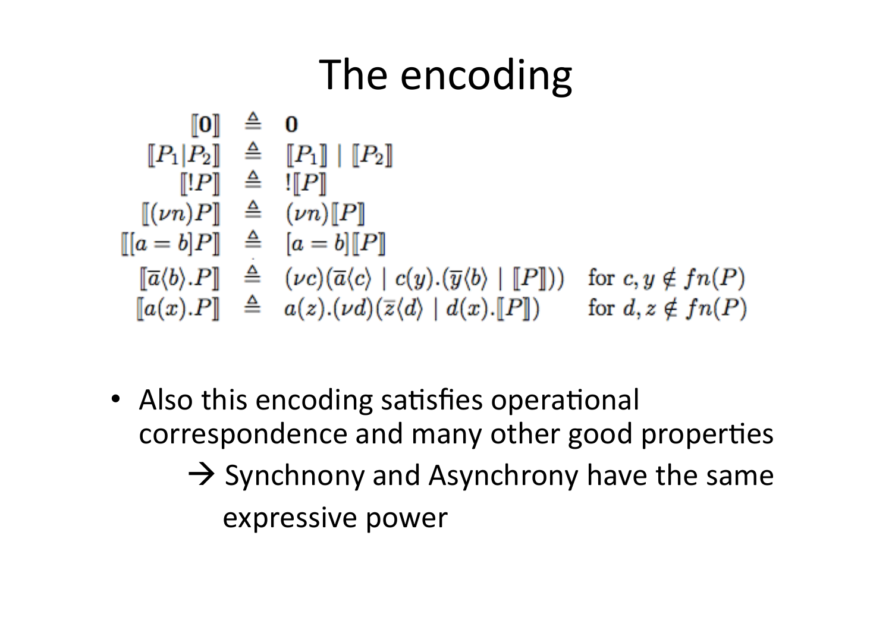# The encoding

$$
\begin{array}{rcll}
[\![\mathbf{0}]\!] & \triangleq & \mathbf{0} & \\
[\![P_1|P_2]\!] & \triangleq & [\![P_1]\!] \mid [\![P_2]\!] & \\
[\![!P]\!] & \triangleq & ![\![P]\!] & \\
[\![(\nu n)P]\!] & \triangleq & (\nu n)[\![P]\!] & \\
[\![[a=b]P]\!] & \triangleq & [a=b][\![P]\!] & \\
[\![\overline{a}\langle b\rangle.P]\!] & \triangleq & (\nu c)(\overline{a}\langle c\rangle \mid c(y).(\overline{y}\langle b\rangle \mid [\![P]\!])) & \text{for } c,y \notin fn(P) \\
[\![a(x).P]\!] & \triangleq & a(z).(\nu d)(\overline{z}\langle d\rangle \mid d(x).[\![P]\!]) & \text{for } d,z \notin fn(P)
\end{array}
$$

- Also this encoding satisfies operational correspondence and many other good properties
  - → Synchnony and Asynchrony have the same expressive power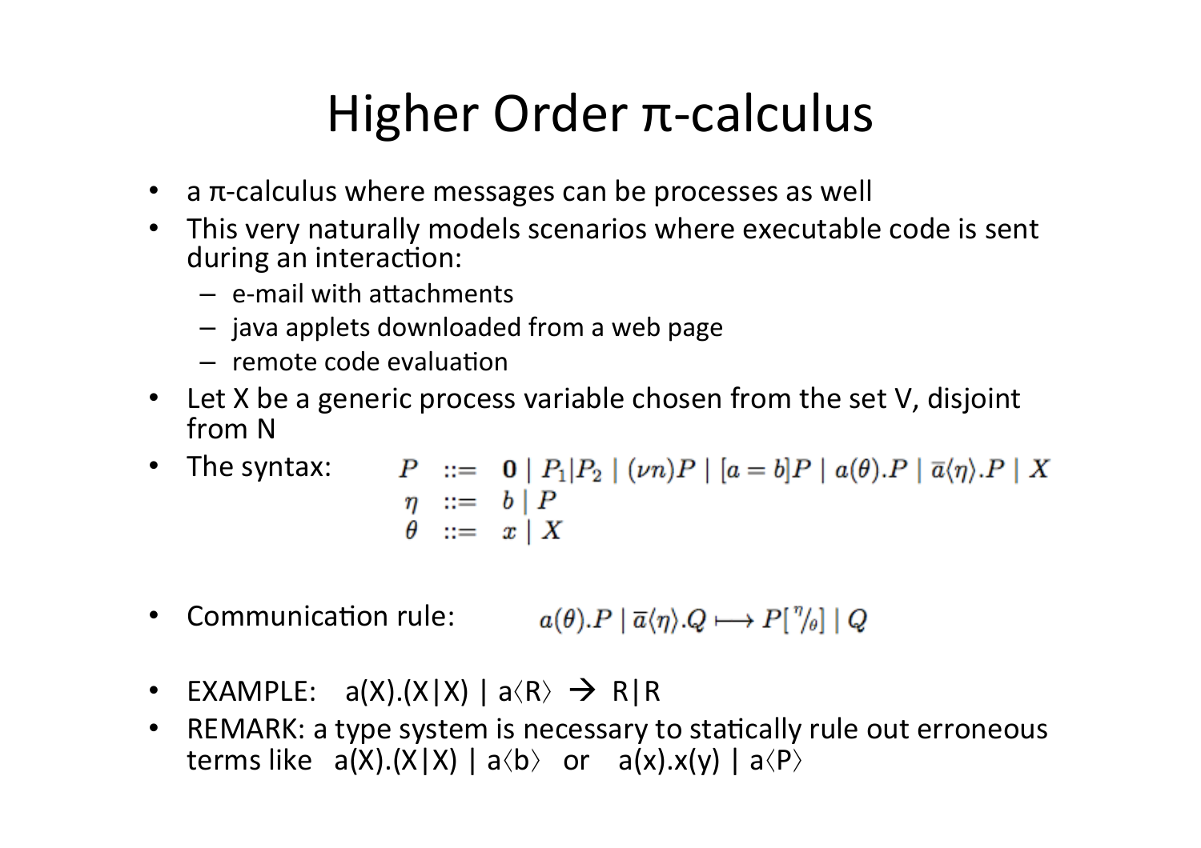# Higher Order π-calculus

- a π-calculus where messages can be processes as well
- This very naturally models scenarios where executable code is sent during an interaction:
  - e-mail with attachments
  - java applets downloaded from a web page
  - remote code evaluation
- Let X be a generic process variable chosen from the set V, disjoint from N
- The syntax:

$$
\begin{array}{rcl}
P & ::= & \mathbf{0} \mid P_1|P_2 \mid (\nu n)P \mid [a=b]P \mid a(\theta).P \mid \overline{a}\langle\eta\rangle.P \mid X \\
\eta & ::= & b \mid P \\
\theta & ::= & x \mid X
\end{array}
$$

- Communication rule: $a(\theta).P \mid \overline{a}\langle\eta\rangle.Q \longmapsto P[{}^{\eta}/_{\theta}] \mid Q$

- EXAMPLE: $a(X).(X|X) \mid a\langle R\rangle \rightarrow R|R$
- REMARK: a type system is necessary to statically rule out erroneous terms like $a(X).(X|X) \mid a\langle b\rangle$ or $a(x).x(y) \mid a\langle P\rangle$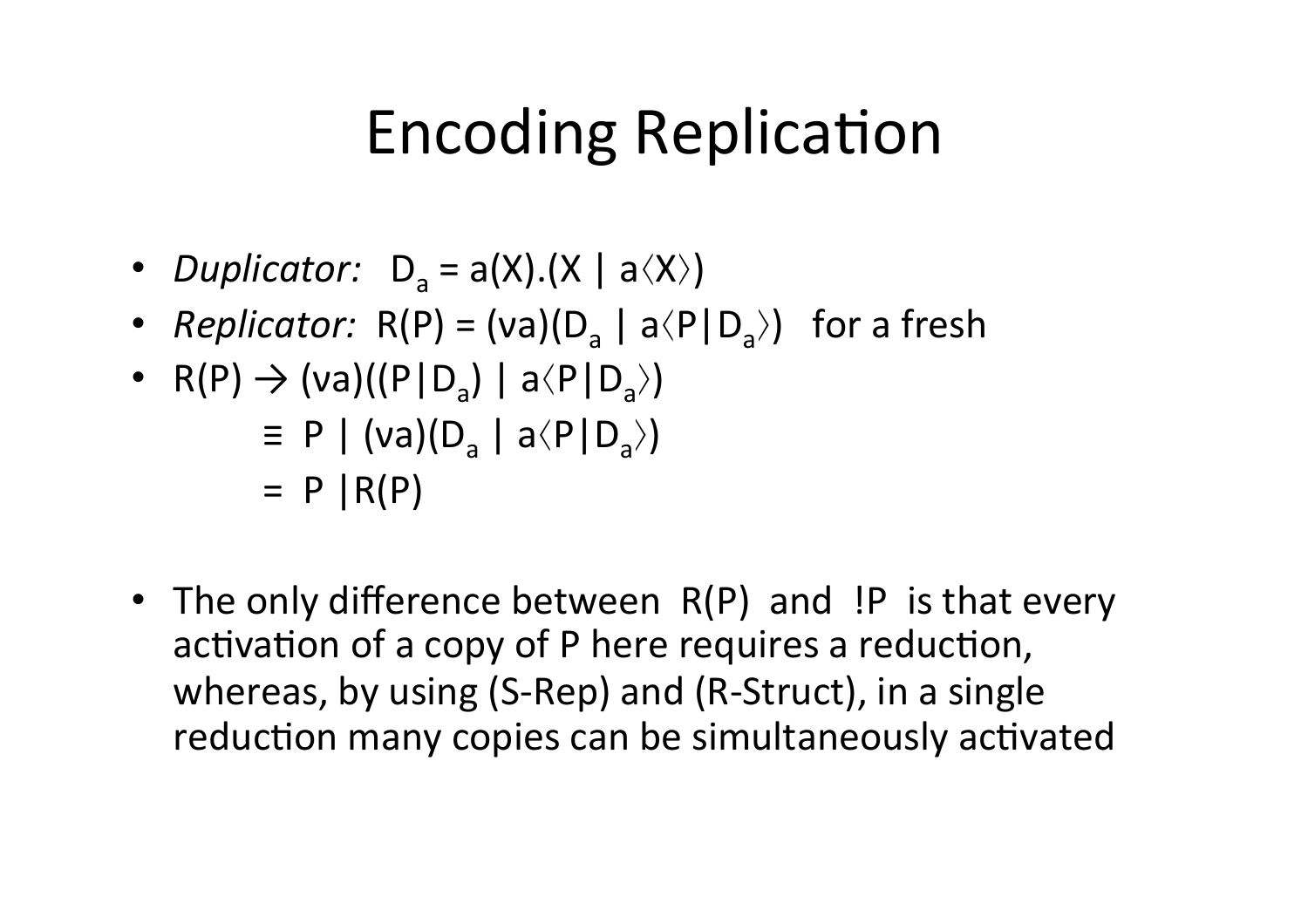# Encoding Replication

- *Duplicator:* $D_a = a(X).(X \mid a\langle X\rangle)$
- *Replicator:* $R(P) = (\nu a)(D_a \mid a\langle P|D_a\rangle)$ for a fresh
- $R(P) \rightarrow (\nu a)((P|D_a) \mid a\langle P|D_a\rangle)$

  $\equiv P \mid (\nu a)(D_a \mid a\langle P|D_a\rangle)$

  $= P \mid R(P)$

- The only difference between $R(P)$ and $!P$ is that every activation of a copy of P here requires a reduction, whereas, by using (S-Rep) and (R-Struct), in a single reduction many copies can be simultaneously activated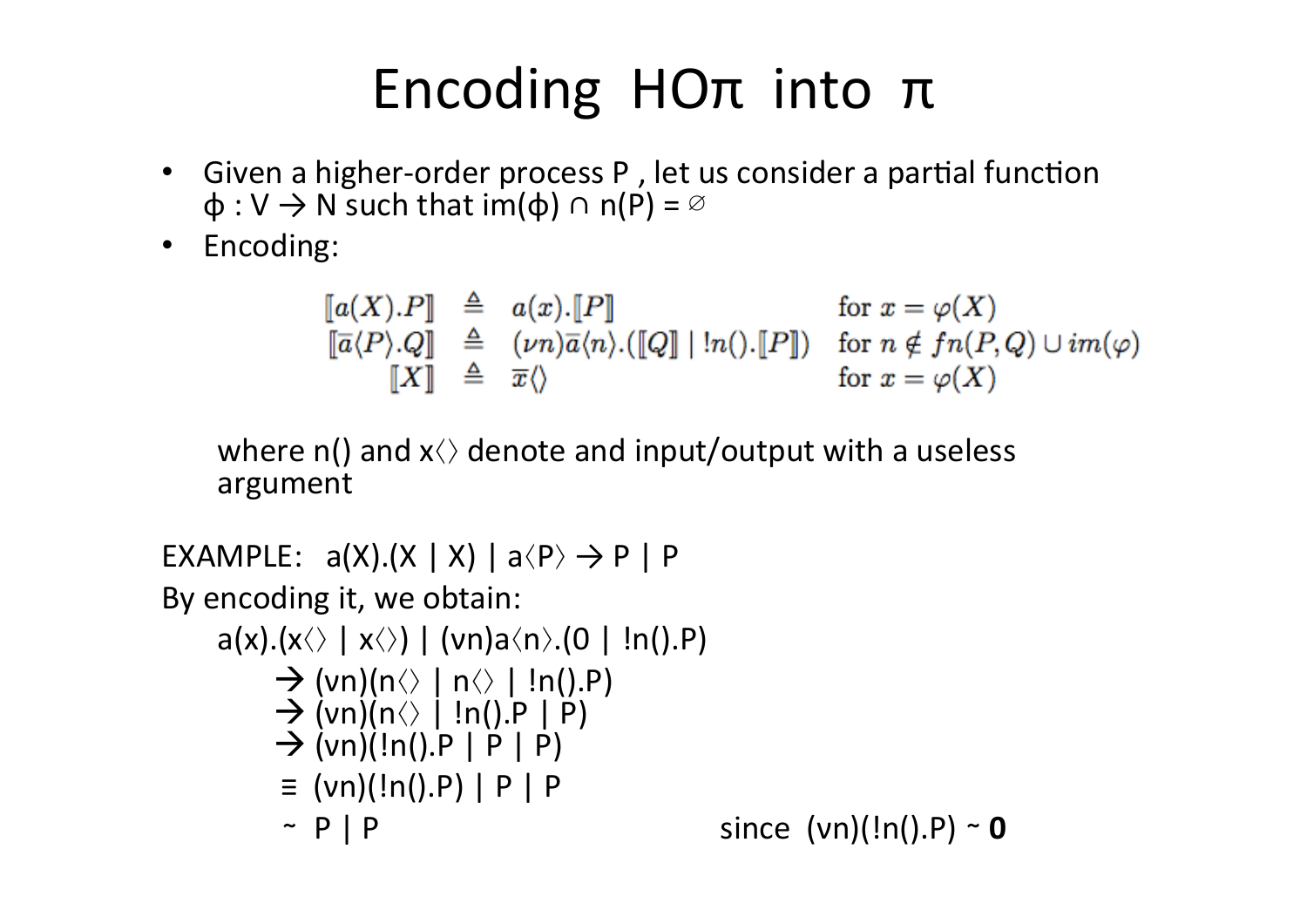# Encoding HOπ into π

- Given a higher-order process P , let us consider a partial function $\phi : V \rightarrow N$ such that $im(\phi) \cap n(P) = \emptyset$
- Encoding:

$$
\begin{array}{rcll}
[\![a(X).P]\!] & \triangleq & a(x).[\![P]\!] & \text{for } x = \varphi(X) \\
[\![\overline{a}\langle P \rangle.Q]\!] & \triangleq & (\nu n)\overline{a}\langle n \rangle.([\![Q]\!] \mid !n().[\![P]\!]) & \text{for } n \notin fn(P,Q) \cup im(\varphi) \\
[\![X]\!] & \triangleq & \overline{x}\langle\rangle & \text{for } x = \varphi(X)
\end{array}
$$

where n() and $x\langle\rangle$ denote and input/output with a useless argument

EXAMPLE: $a(X).(X \mid X) \mid a\langle P \rangle \rightarrow P \mid P$

By encoding it, we obtain:

$$
\begin{array}{ll}
& a(x).(x\langle\rangle \mid x\langle\rangle) \mid (\nu n)a\langle n \rangle.(0 \mid !n().P) \\
\rightarrow & (\nu n)(n\langle\rangle \mid n\langle\rangle \mid !n().P) \\
\rightarrow & (\nu n)(n\langle\rangle \mid !n().P \mid P) \\
\rightarrow & (\nu n)(!n().P \mid P \mid P) \\
\equiv & (\nu n)(!n().P) \mid P \mid P \\
\sim & P \mid P \qquad\qquad \text{since } (\nu n)(!n().P) \sim \mathbf{0}
\end{array}
$$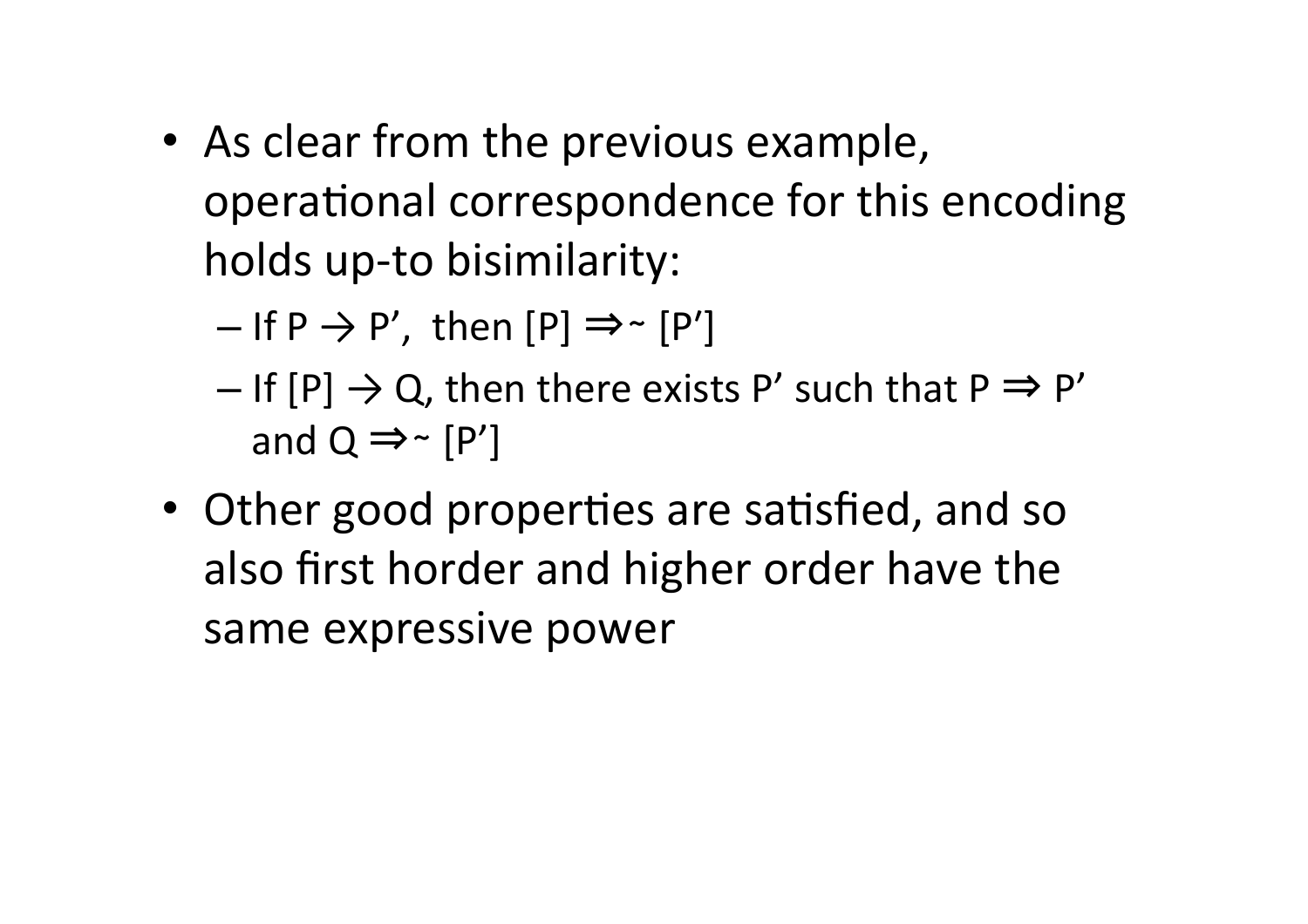- As clear from the previous example, operational correspondence for this encoding holds up-to bisimilarity:
  - If $P \rightarrow P'$, then $[P] \Rightarrow\sim [P']$
  - If $[P] \rightarrow Q$, then there exists $P'$ such that $P \Rightarrow P'$ and $Q \Rightarrow\sim [P']$
- Other good properties are satisfied, and so also first horder and higher order have the same expressive power